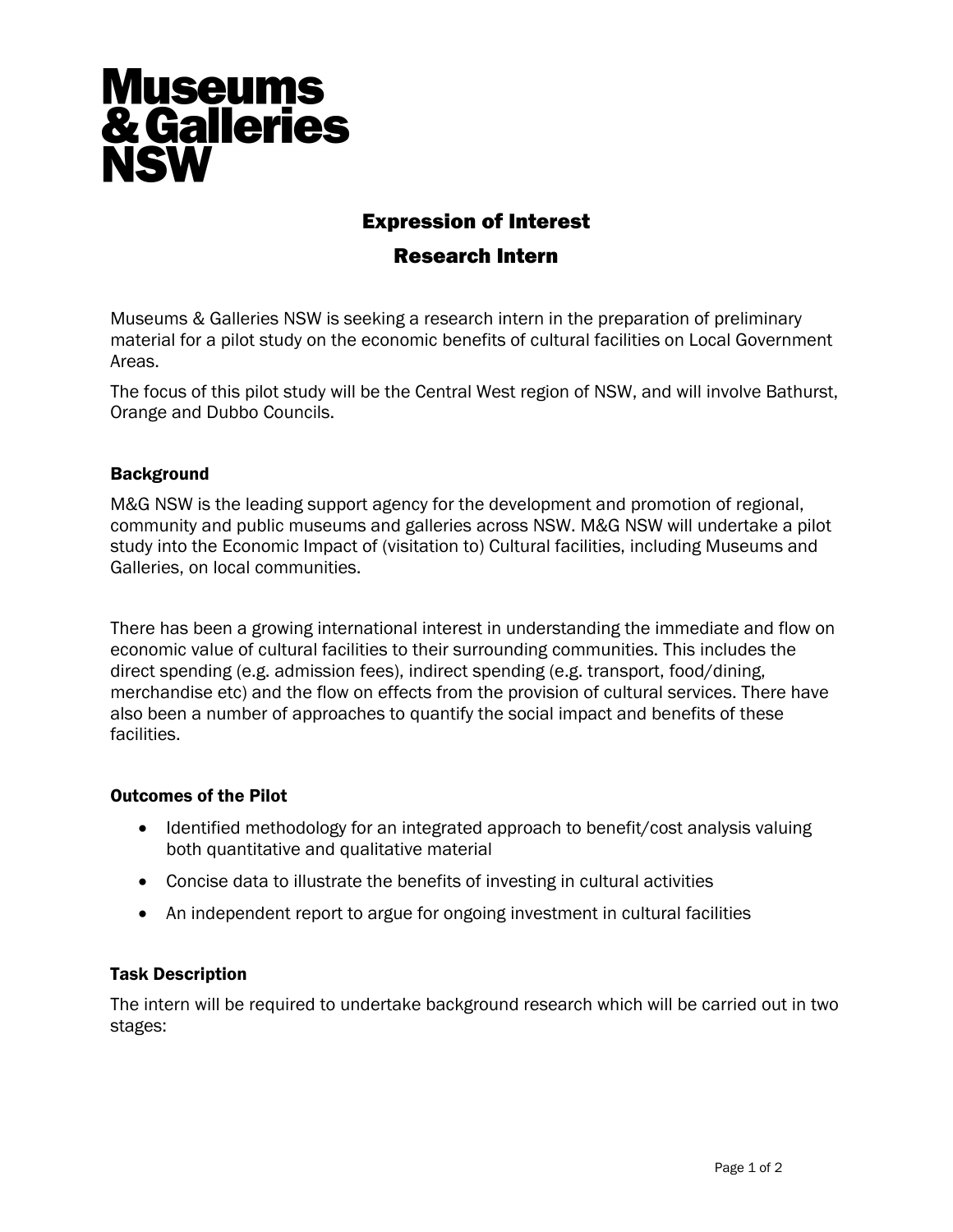# Museums & Galleries NSW

## Expression of Interest

## Research Intern

Museums & Galleries NSW is seeking a research intern in the preparation of preliminary material for a pilot study on the economic benefits of cultural facilities on Local Government Areas.

The focus of this pilot study will be the Central West region of NSW, and will involve Bathurst, Orange and Dubbo Councils.

### Background

M&G NSW is the leading support agency for the development and promotion of regional, community and public museums and galleries across NSW. M&G NSW will undertake a pilot study into the Economic Impact of (visitation to) Cultural facilities, including Museums and Galleries, on local communities.

There has been a growing international interest in understanding the immediate and flow on economic value of cultural facilities to their surrounding communities. This includes the direct spending (e.g. admission fees), indirect spending (e.g. transport, food/dining, merchandise etc) and the flow on effects from the provision of cultural services. There have also been a number of approaches to quantify the social impact and benefits of these facilities.

### Outcomes of the Pilot

- Identified methodology for an integrated approach to benefit/cost analysis valuing both quantitative and qualitative material
- Concise data to illustrate the benefits of investing in cultural activities
- An independent report to argue for ongoing investment in cultural facilities

### Task Description

The intern will be required to undertake background research which will be carried out in two stages: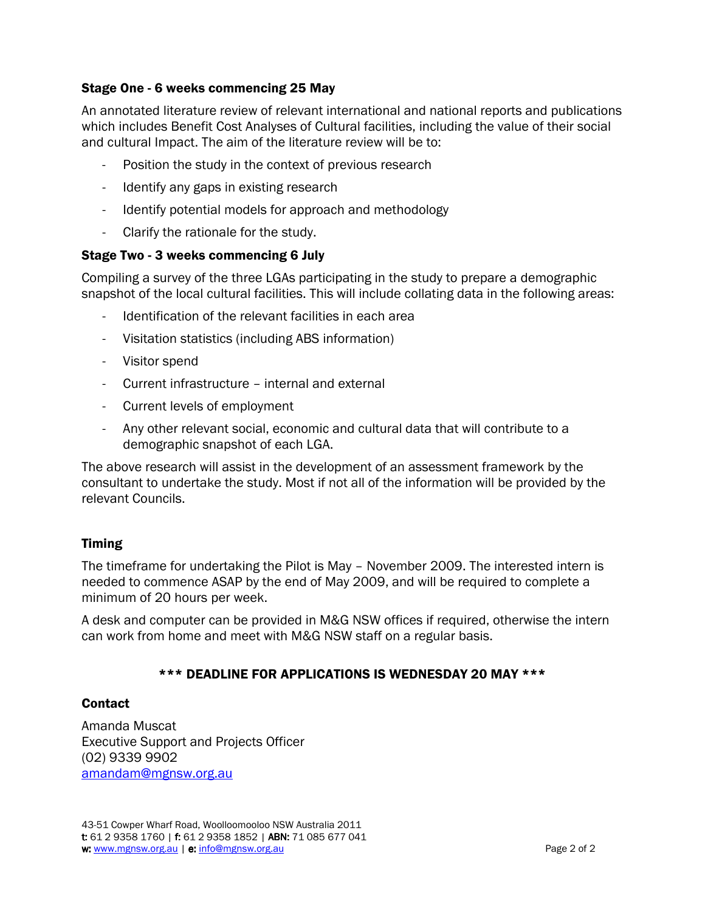### Stage One - 6 weeks commencing 25 May

An annotated literature review of relevant international and national reports and publications which includes Benefit Cost Analyses of Cultural facilities, including the value of their social and cultural Impact. The aim of the literature review will be to:

- Position the study in the context of previous research
- Identify any gaps in existing research
- Identify potential models for approach and methodology
- Clarify the rationale for the study.

### Stage Two - 3 weeks commencing 6 July

Compiling a survey of the three LGAs participating in the study to prepare a demographic snapshot of the local cultural facilities. This will include collating data in the following areas:

- Identification of the relevant facilities in each area
- Visitation statistics (including ABS information)
- Visitor spend
- Current infrastructure – internal and external
- Current levels of employment
- Any other relevant social, economic and cultural data that will contribute to a demographic snapshot of each LGA.

The above research will assist in the development of an assessment framework by the consultant to undertake the study. Most if not all of the information will be provided by the relevant Councils.

### Timing

The timeframe for undertaking the Pilot is May – November 2009. The interested intern is needed to commence ASAP by the end of May 2009, and will be required to complete a minimum of 20 hours per week.

A desk and computer can be provided in M&G NSW offices if required, otherwise the intern can work from home and meet with M&G NSW staff on a regular basis.

**\*\*\* DEADLINE FOR APPLICATIONS IS WEDNESDAY 20 MAY \*\*\***

### Contact

Amanda Muscat
Executive Support and Projects Officer
(02) 9339 9902
amandam@mgnsw.org.au

43-51 Cowper Wharf Road, Woolloomooloo NSW Australia 2011
**t:** 61 2 9358 1760 | **f:** 61 2 9358 1852 | **ABN:** 71 085 677 041
**w:** www.mgnsw.org.au | **e:** info@mgnsw.org.au